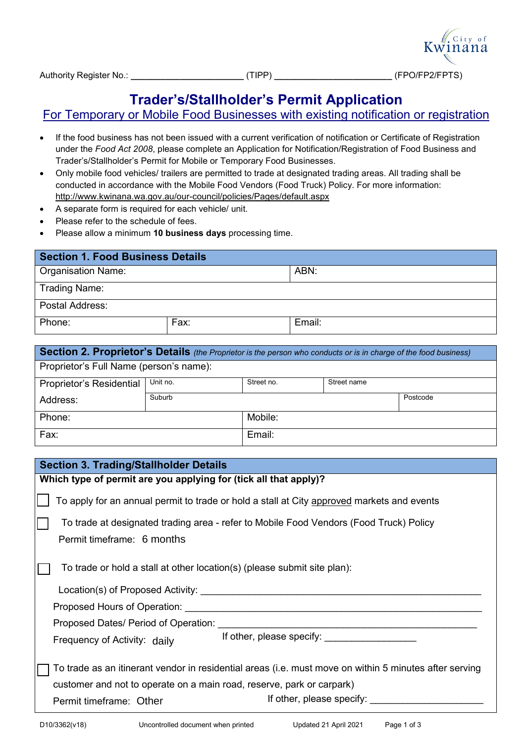Authority Register No.: ______________________ (TIPP) _______________________ (FPO/FP2/FPTS)

# Trader's/Stallholder's Permit Application

## For Temporary or Mobile Food Businesses with existing notification or registration

- If the food business has not been issued with a current verification of notification or Certificate of Registration under the *Food Act 2008*, please complete an Application for Notification/Registration of Food Business and Trader's/Stallholder's Permit for Mobile or Temporary Food Businesses.
- Only mobile food vehicles/ trailers are permitted to trade at designated trading areas. All trading shall be conducted in accordance with the Mobile Food Vendors (Food Truck) Policy. For more information: http://www.kwinana.wa.gov.au/our-council/policies/Pages/default.aspx
- A separate form is required for each vehicle/ unit.
- Please refer to the schedule of fees.
- Please allow a minimum **10 business days** processing time.

| **Section 1. Food Business Details** | | |
|---|---|---|
| Organisation Name: | | ABN: |
| Trading Name: | | |
| Postal Address: | | |
| Phone: | Fax: | Email: |

| **Section 2. Proprietor's Details** *(the Proprietor is the person who conducts or is in charge of the food business)* | | | | |
|---|---|---|---|---|
| Proprietor's Full Name (person's name): | | | | |
| Proprietor's Residential Address: | Unit no. | Street no. | Street name | |
| | Suburb | | | Postcode |
| Phone: | | Mobile: | | |
| Fax: | | Email: | | |

**Section 3. Trading/Stallholder Details**

**Which type of permit are you applying for (tick all that apply)?**

☐ To apply for an annual permit to trade or hold a stall at City approved markets and events

☐ To trade at designated trading area - refer to Mobile Food Vendors (Food Truck) Policy
Permit timeframe: 6 months

☐ To trade or hold a stall at other location(s) (please submit site plan):

Location(s) of Proposed Activity: ______________________________________________

Proposed Hours of Operation: ______________________________________________

Proposed Dates/ Period of Operation: ______________________________________________

Frequency of Activity: daily If other, please specify: _________________

☐ To trade as an itinerant vendor in residential areas (i.e. must move on within 5 minutes after serving customer and not to operate on a main road, reserve, park or carpark)
Permit timeframe: Other If other, please specify: _____________________

D10/3362(v18) Uncontrolled document when printed Updated 21 April 2021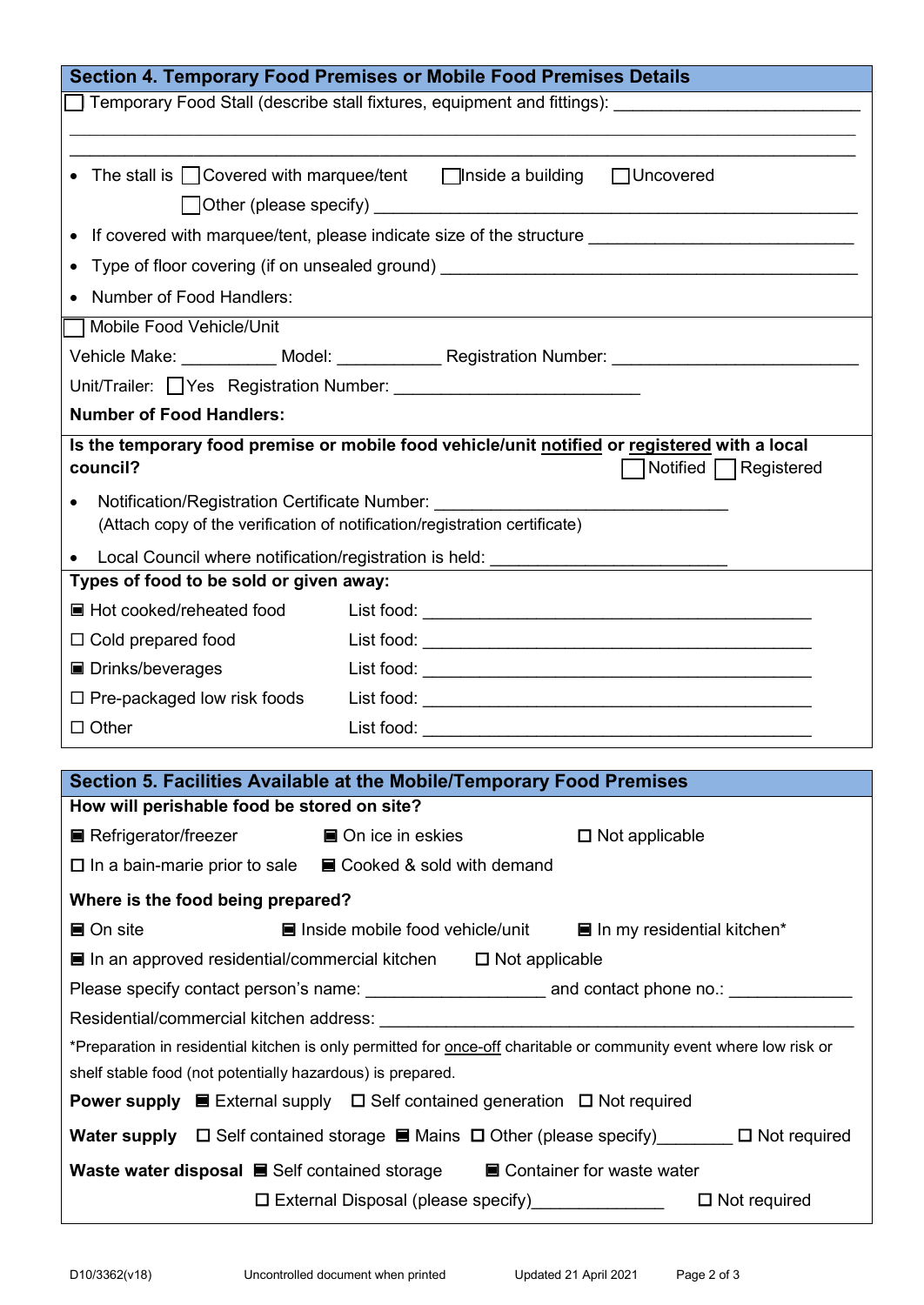## Section 4. Temporary Food Premises or Mobile Food Premises Details

☐ Temporary Food Stall (describe stall fixtures, equipment and fittings): ___________________________

_______________________________________________________________________________

_______________________________________________________________________________

- The stall is ☐ Covered with marquee/tent ☐ Inside a building ☐ Uncovered
  ☐ Other (please specify) ____________________________________________________
- If covered with marquee/tent, please indicate size of the structure ____________________________
- Type of floor covering (if on unsealed ground) ______________________________________________
- Number of Food Handlers:

☐ Mobile Food Vehicle/Unit

Vehicle Make: __________ Model: ___________ Registration Number: __________________________

Unit/Trailer: ☐ Yes Registration Number: __________________________

**Number of Food Handlers:**

**Is the temporary food premise or mobile food vehicle/unit <u>notified</u> or <u>registered</u> with a local council?** ☐ Notified ☐ Registered

- Notification/Registration Certificate Number: ______________________________
  (Attach copy of the verification of notification/registration certificate)
- Local Council where notification/registration is held: _________________________

**Types of food to be sold or given away:**

■ Hot cooked/reheated food List food: __________________________________________

☐ Cold prepared food List food: __________________________________________

■ Drinks/beverages List food: __________________________________________

☐ Pre-packaged low risk foods List food: __________________________________________

☐ Other List food: __________________________________________

## Section 5. Facilities Available at the Mobile/Temporary Food Premises

**How will perishable food be stored on site?**

■ Refrigerator/freezer ■ On ice in eskies ☐ Not applicable

☐ In a bain-marie prior to sale ■ Cooked & sold with demand

**Where is the food being prepared?**

■ On site ■ Inside mobile food vehicle/unit ■ In my residential kitchen*

■ In an approved residential/commercial kitchen ☐ Not applicable

Please specify contact person's name: __________________ and contact phone no.: _____________

Residential/commercial kitchen address: _______________________________________________________

*Preparation in residential kitchen is only permitted for <u>once-off</u> charitable or community event where low risk or shelf stable food (not potentially hazardous) is prepared.

**Power supply** ■ External supply ☐ Self contained generation ☐ Not required

**Water supply** ☐ Self contained storage ■ Mains ☐ Other (please specify)________ ☐ Not required

**Waste water disposal** ■ Self contained storage ■ Container for waste water

☐ External Disposal (please specify)______________ ☐ Not required

D10/3362(v18) Uncontrolled document when printed Updated 21 April 2021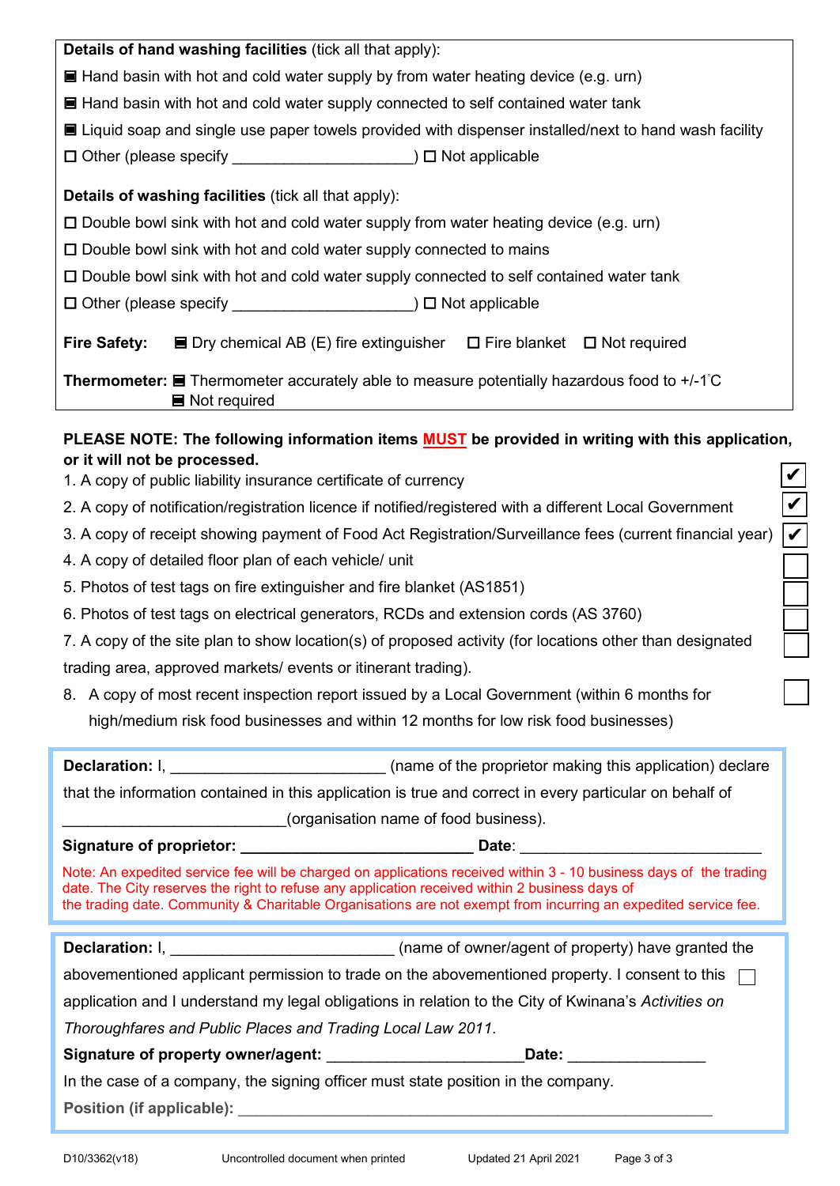**Details of hand washing facilities** (tick all that apply):

■ Hand basin with hot and cold water supply by from water heating device (e.g. urn)

■ Hand basin with hot and cold water supply connected to self contained water tank

■ Liquid soap and single use paper towels provided with dispenser installed/next to hand wash facility

☐ Other (please specify ____________________) ☐ Not applicable

**Details of washing facilities** (tick all that apply):

☐ Double bowl sink with hot and cold water supply from water heating device (e.g. urn)

☐ Double bowl sink with hot and cold water supply connected to mains

☐ Double bowl sink with hot and cold water supply connected to self contained water tank

☐ Other (please specify ____________________) ☐ Not applicable

**Fire Safety:** ■ Dry chemical AB (E) fire extinguisher ☐ Fire blanket ☐ Not required

**Thermometer:** ■ Thermometer accurately able to measure potentially hazardous food to +/-1°C
■ Not required

**PLEASE NOTE: The following information items MUST be provided in writing with this application, or it will not be processed.**

1. A copy of public liability insurance certificate of currency ☑
2. A copy of notification/registration licence if notified/registered with a different Local Government ☑
3. A copy of receipt showing payment of Food Act Registration/Surveillance fees (current financial year) ☑
4. A copy of detailed floor plan of each vehicle/ unit ☐
5. Photos of test tags on fire extinguisher and fire blanket (AS1851) ☐
6. Photos of test tags on electrical generators, RCDs and extension cords (AS 3760) ☐
7. A copy of the site plan to show location(s) of proposed activity (for locations other than designated trading area, approved markets/ events or itinerant trading). ☐
8. A copy of most recent inspection report issued by a Local Government (within 6 months for high/medium risk food businesses and within 12 months for low risk food businesses) ☐

**Declaration:** I, ________________________ (name of the proprietor making this application) declare that the information contained in this application is true and correct in every particular on behalf of ________________________(organisation name of food business).

**Signature of proprietor:** ________________________ **Date**: ________________________

Note: An expedited service fee will be charged on applications received within 3 - 10 business days of the trading date. The City reserves the right to refuse any application received within 2 business days of the trading date. Community & Charitable Organisations are not exempt from incurring an expedited service fee.

**Declaration:** I, ________________________ (name of owner/agent of property) have granted the abovementioned applicant permission to trade on the abovementioned property. I consent to this application and I understand my legal obligations in relation to the City of Kwinana's *Activities on Thoroughfares and Public Places and Trading Local Law 2011*. ☐

**Signature of property owner/agent:** ____________________ **Date:** ______________

In the case of a company, the signing officer must state position in the company.

**Position (if applicable):** ________________________________________________

D10/3362(v18) Uncontrolled document when printed Updated 21 April 2021